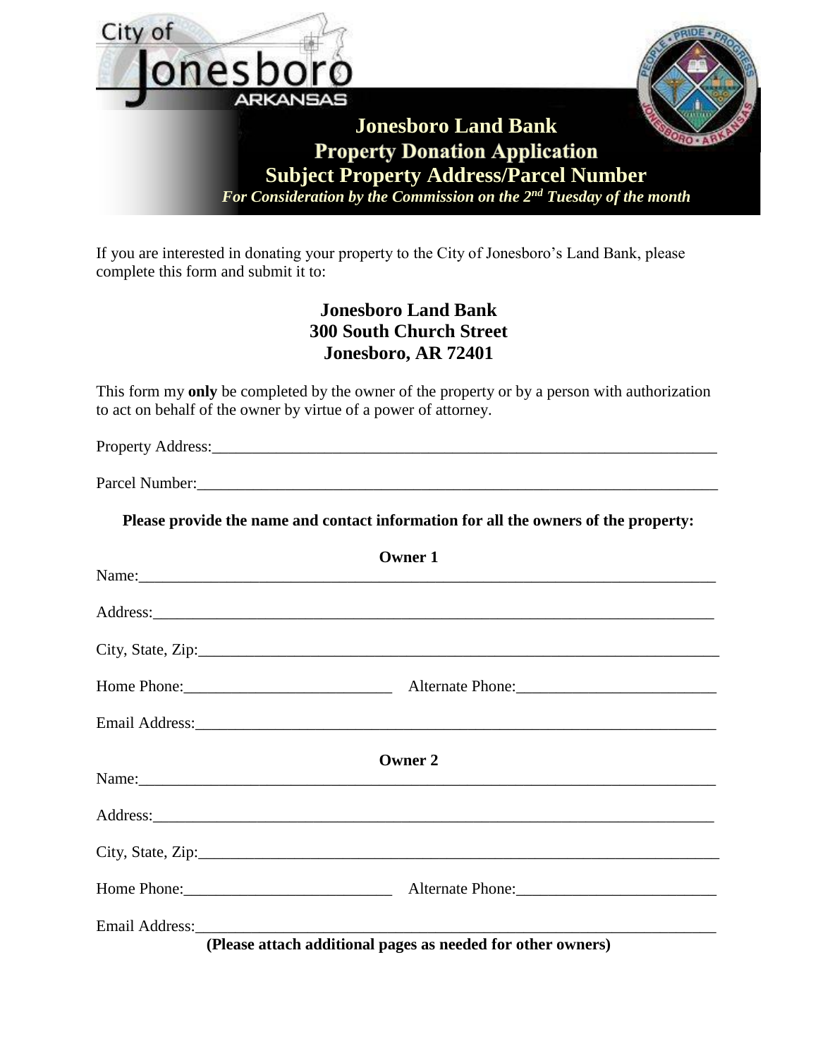City of Jonesboro ARKANSAS

# Jonesboro Land Bank
## Property Donation Application
## Subject Property Address/Parcel Number

*For Consideration by the Commission on the 2nd Tuesday of the month*

If you are interested in donating your property to the City of Jonesboro's Land Bank, please complete this form and submit it to:

**Jonesboro Land Bank**
**300 South Church Street**
**Jonesboro, AR 72401**

This form my **only** be completed by the owner of the property or by a person with authorization to act on behalf of the owner by virtue of a power of attorney.

Property Address:___________________________________________________________________

Parcel Number:_____________________________________________________________________

**Please provide the name and contact information for all the owners of the property:**

**Owner 1**

Name:____________________________________________________________________________

Address:__________________________________________________________________________

City, State, Zip:____________________________________________________________________

Home Phone:__________________________ Alternate Phone:_________________________

Email Address:______________________________________________________________________

**Owner 2**

Name:____________________________________________________________________________

Address:__________________________________________________________________________

City, State, Zip:____________________________________________________________________

Home Phone:__________________________ Alternate Phone:_________________________

Email Address:______________________________________________________________________

**(Please attach additional pages as needed for other owners)**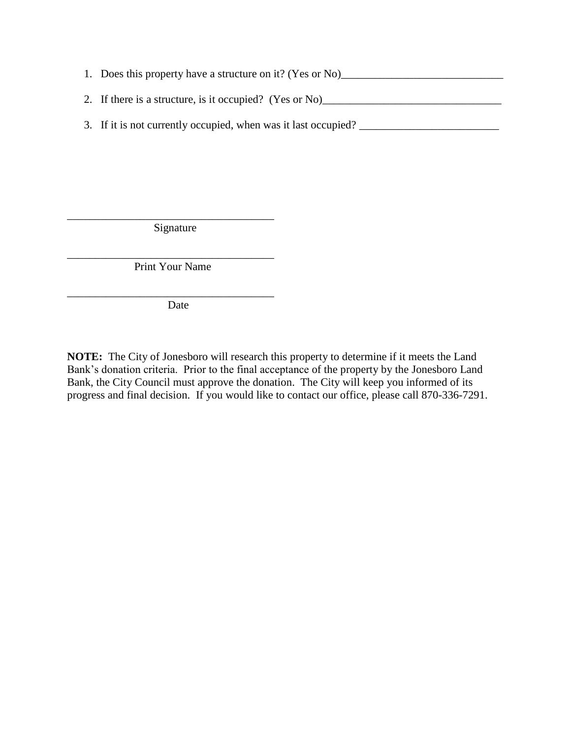1. Does this property have a structure on it? (Yes or No)_____________________________

2. If there is a structure, is it occupied? (Yes or No)________________________________

3. If it is not currently occupied, when was it last occupied? _________________________

_____________________________________
Signature

_____________________________________
Print Your Name

_____________________________________
Date

**NOTE:** The City of Jonesboro will research this property to determine if it meets the Land Bank's donation criteria. Prior to the final acceptance of the property by the Jonesboro Land Bank, the City Council must approve the donation. The City will keep you informed of its progress and final decision. If you would like to contact our office, please call 870-336-7291.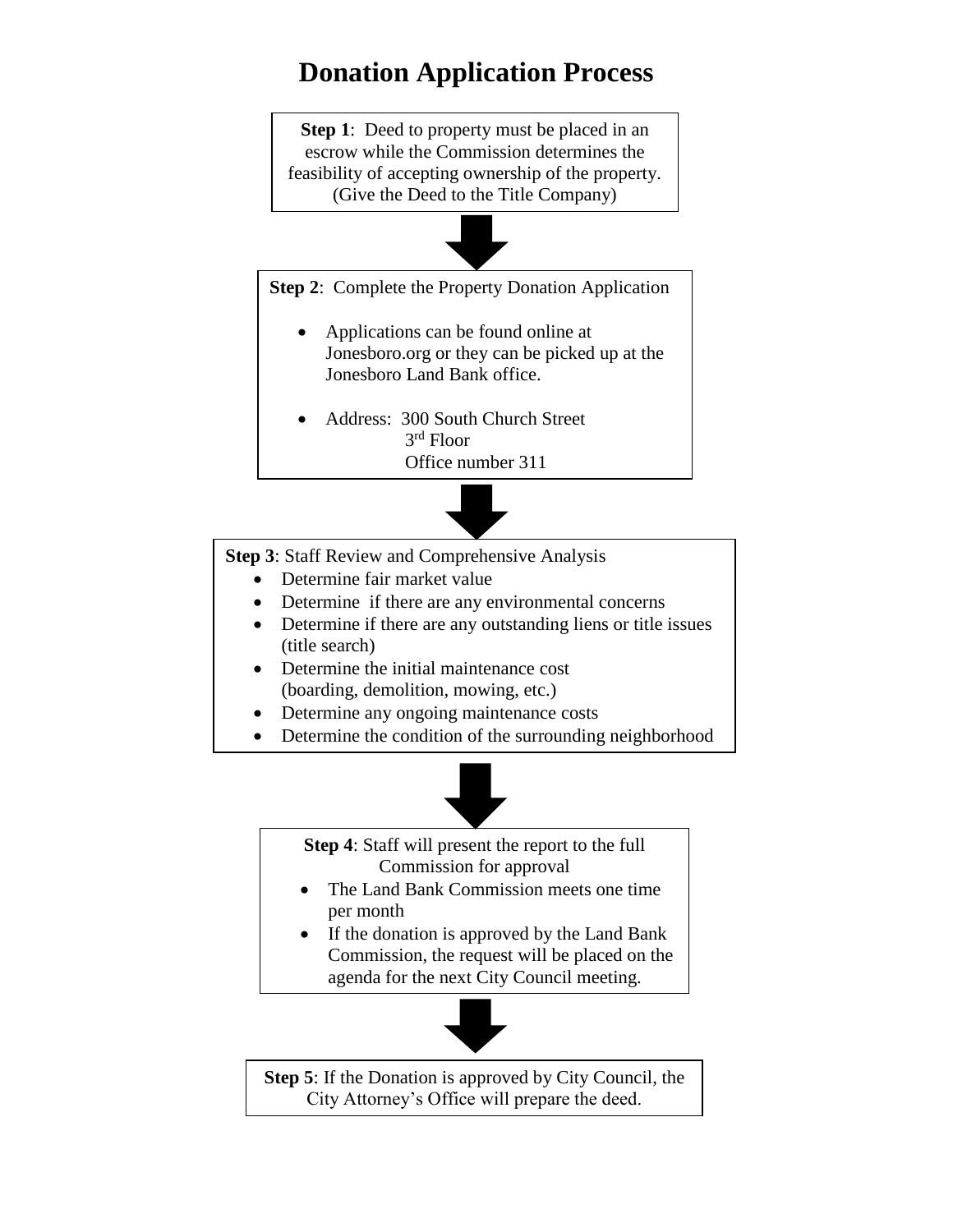# Donation Application Process

**Step 1**: Deed to property must be placed in an escrow while the Commission determines the feasibility of accepting ownership of the property. (Give the Deed to the Title Company)

**Step 2**: Complete the Property Donation Application

- Applications can be found online at Jonesboro.org or they can be picked up at the Jonesboro Land Bank office.
- Address: 300 South Church Street
  3rd Floor
  Office number 311

**Step 3**: Staff Review and Comprehensive Analysis

- Determine fair market value
- Determine if there are any environmental concerns
- Determine if there are any outstanding liens or title issues (title search)
- Determine the initial maintenance cost (boarding, demolition, mowing, etc.)
- Determine any ongoing maintenance costs
- Determine the condition of the surrounding neighborhood

**Step 4**: Staff will present the report to the full Commission for approval

- The Land Bank Commission meets one time per month
- If the donation is approved by the Land Bank Commission, the request will be placed on the agenda for the next City Council meeting.

**Step 5**: If the Donation is approved by City Council, the City Attorney's Office will prepare the deed.